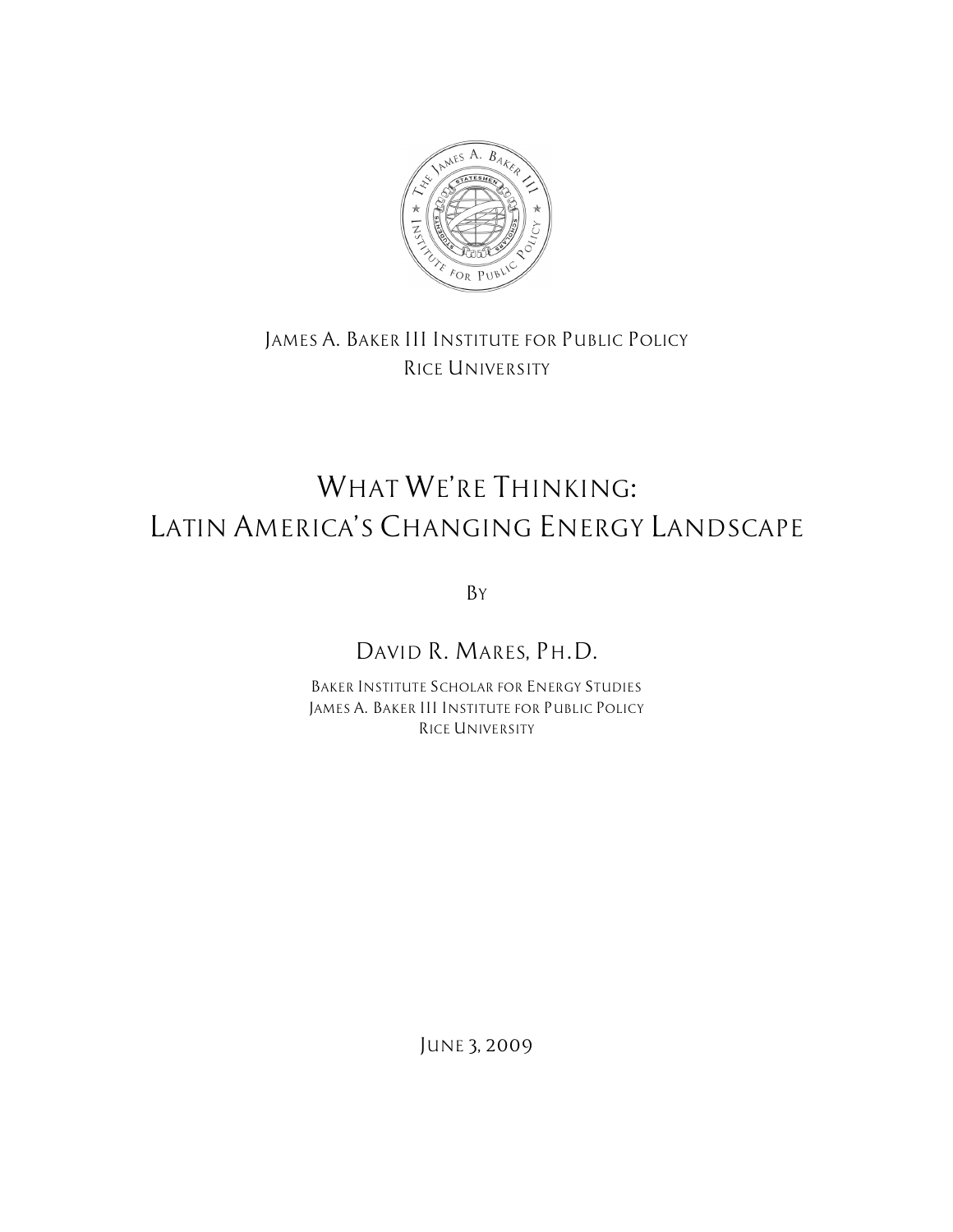James A. Baker III Institute for Public Policy
Rice University

# What We're Thinking: Latin America's Changing Energy Landscape

By

David R. Mares, Ph.D.

Baker Institute Scholar for Energy Studies
James A. Baker III Institute for Public Policy
Rice University

June 3, 2009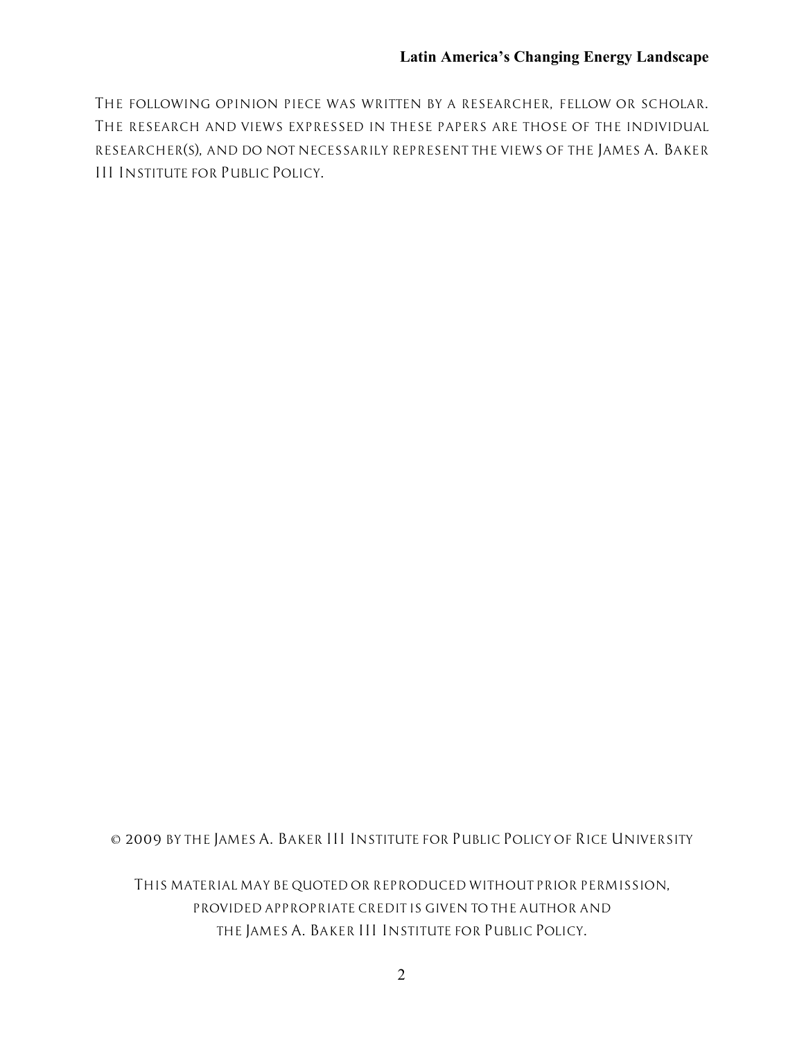The following opinion piece was written by a researcher, fellow or scholar. The research and views expressed in these papers are those of the individual researcher(s), and do not necessarily represent the views of the James A. Baker III Institute for Public Policy.

© 2009 by the James A. Baker III Institute for Public Policy of Rice University

This material may be quoted or reproduced without prior permission, provided appropriate credit is given to the author and the James A. Baker III Institute for Public Policy.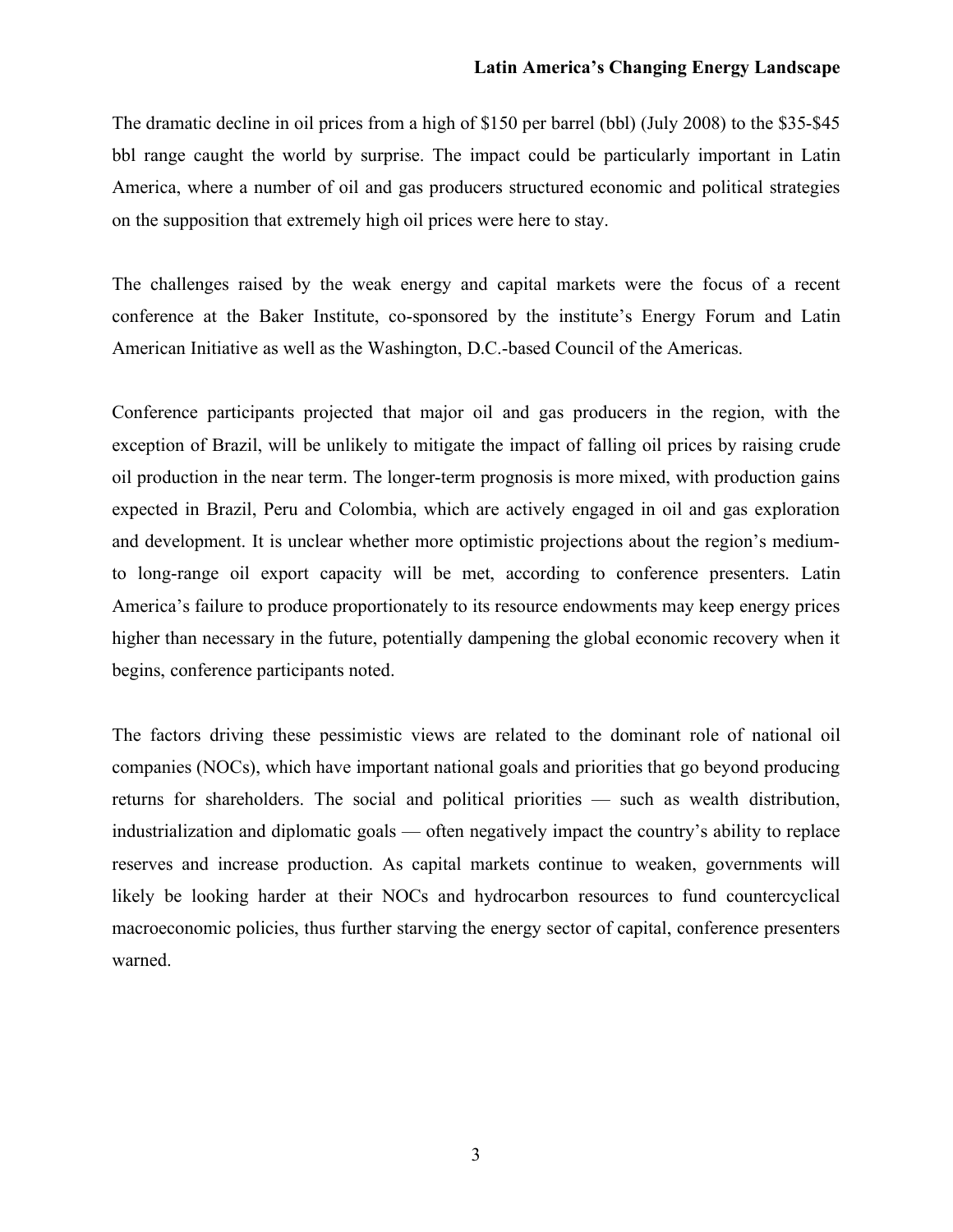The dramatic decline in oil prices from a high of $150 per barrel (bbl) (July 2008) to the $35-$45 bbl range caught the world by surprise. The impact could be particularly important in Latin America, where a number of oil and gas producers structured economic and political strategies on the supposition that extremely high oil prices were here to stay.

The challenges raised by the weak energy and capital markets were the focus of a recent conference at the Baker Institute, co-sponsored by the institute's Energy Forum and Latin American Initiative as well as the Washington, D.C.-based Council of the Americas.

Conference participants projected that major oil and gas producers in the region, with the exception of Brazil, will be unlikely to mitigate the impact of falling oil prices by raising crude oil production in the near term. The longer-term prognosis is more mixed, with production gains expected in Brazil, Peru and Colombia, which are actively engaged in oil and gas exploration and development. It is unclear whether more optimistic projections about the region's medium- to long-range oil export capacity will be met, according to conference presenters. Latin America's failure to produce proportionately to its resource endowments may keep energy prices higher than necessary in the future, potentially dampening the global economic recovery when it begins, conference participants noted.

The factors driving these pessimistic views are related to the dominant role of national oil companies (NOCs), which have important national goals and priorities that go beyond producing returns for shareholders. The social and political priorities — such as wealth distribution, industrialization and diplomatic goals — often negatively impact the country's ability to replace reserves and increase production. As capital markets continue to weaken, governments will likely be looking harder at their NOCs and hydrocarbon resources to fund countercyclical macroeconomic policies, thus further starving the energy sector of capital, conference presenters warned.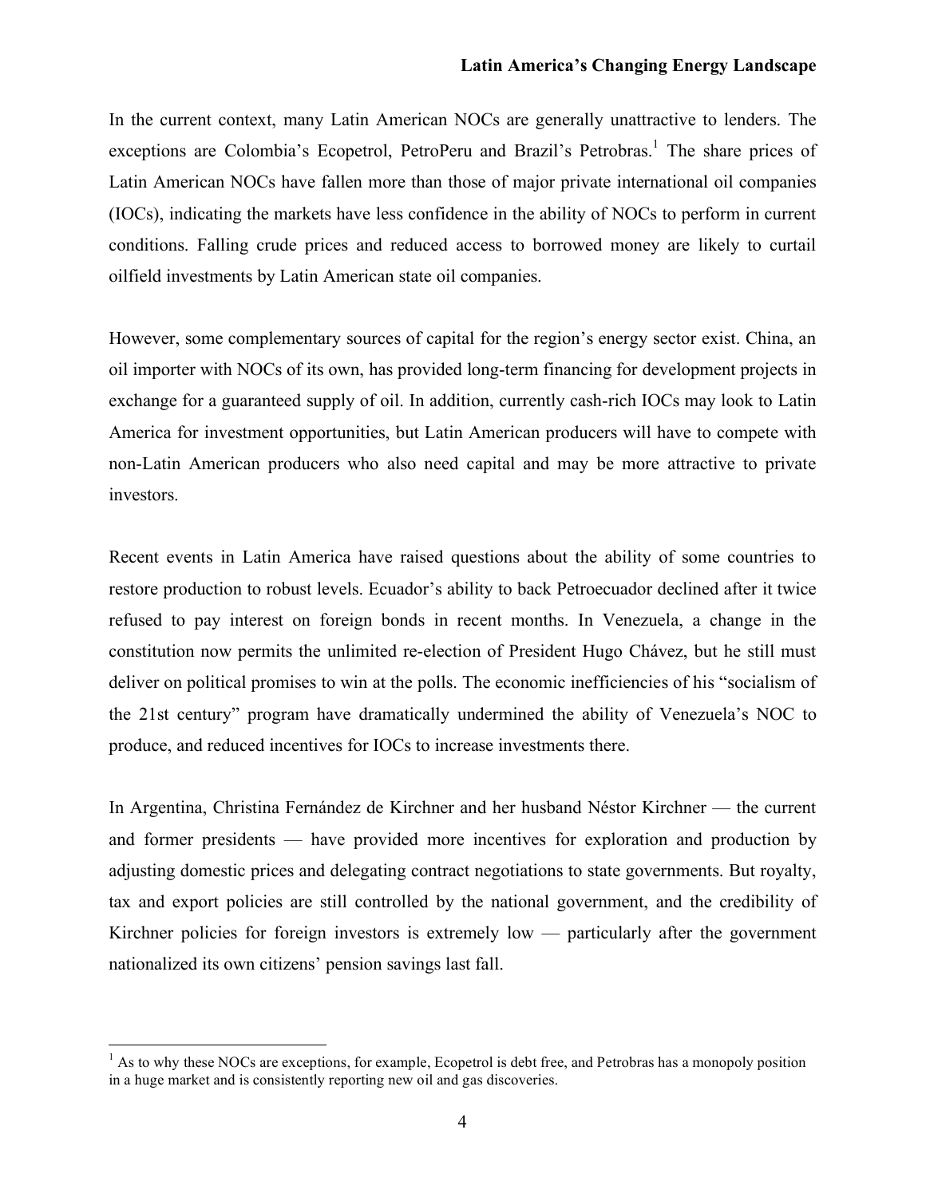In the current context, many Latin American NOCs are generally unattractive to lenders. The exceptions are Colombia's Ecopetrol, PetroPeru and Brazil's Petrobras.[1] The share prices of Latin American NOCs have fallen more than those of major private international oil companies (IOCs), indicating the markets have less confidence in the ability of NOCs to perform in current conditions. Falling crude prices and reduced access to borrowed money are likely to curtail oilfield investments by Latin American state oil companies.

However, some complementary sources of capital for the region's energy sector exist. China, an oil importer with NOCs of its own, has provided long-term financing for development projects in exchange for a guaranteed supply of oil. In addition, currently cash-rich IOCs may look to Latin America for investment opportunities, but Latin American producers will have to compete with non-Latin American producers who also need capital and may be more attractive to private investors.

Recent events in Latin America have raised questions about the ability of some countries to restore production to robust levels. Ecuador's ability to back Petroecuador declined after it twice refused to pay interest on foreign bonds in recent months. In Venezuela, a change in the constitution now permits the unlimited re-election of President Hugo Chávez, but he still must deliver on political promises to win at the polls. The economic inefficiencies of his "socialism of the 21st century" program have dramatically undermined the ability of Venezuela's NOC to produce, and reduced incentives for IOCs to increase investments there.

In Argentina, Christina Fernández de Kirchner and her husband Néstor Kirchner — the current and former presidents — have provided more incentives for exploration and production by adjusting domestic prices and delegating contract negotiations to state governments. But royalty, tax and export policies are still controlled by the national government, and the credibility of Kirchner policies for foreign investors is extremely low — particularly after the government nationalized its own citizens' pension savings last fall.

---

[1] As to why these NOCs are exceptions, for example, Ecopetrol is debt free, and Petrobras has a monopoly position in a huge market and is consistently reporting new oil and gas discoveries.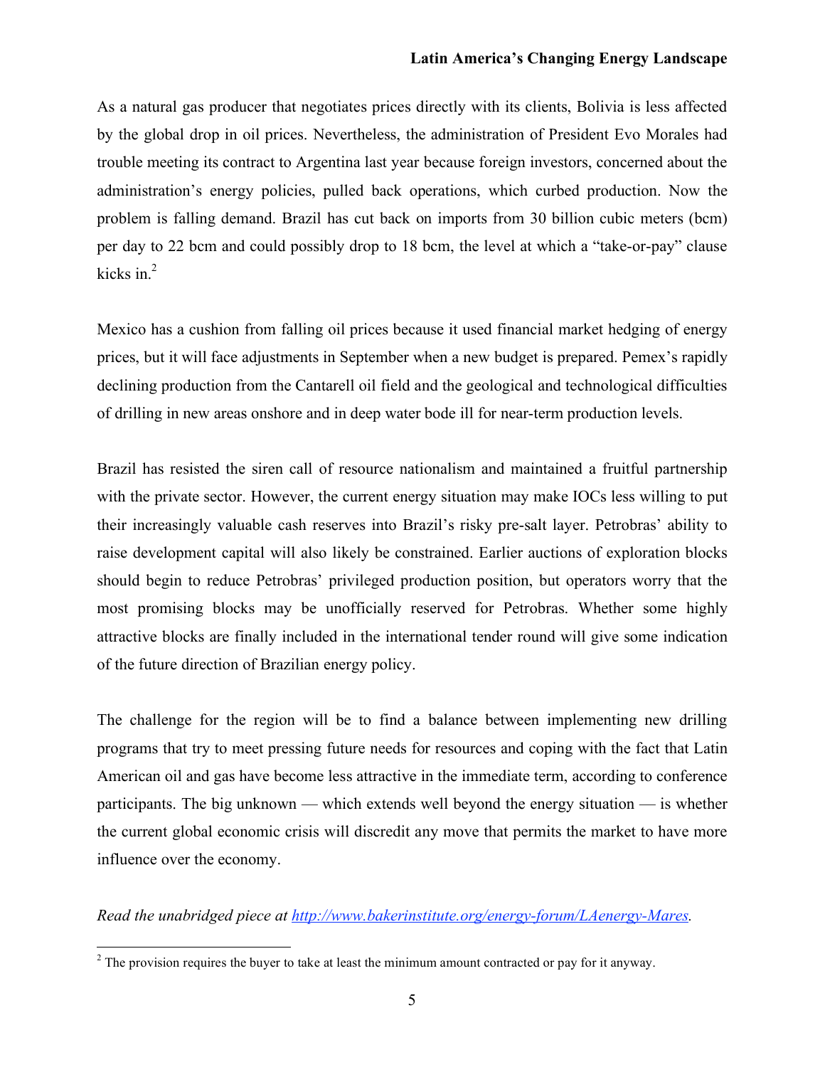As a natural gas producer that negotiates prices directly with its clients, Bolivia is less affected by the global drop in oil prices. Nevertheless, the administration of President Evo Morales had trouble meeting its contract to Argentina last year because foreign investors, concerned about the administration's energy policies, pulled back operations, which curbed production. Now the problem is falling demand. Brazil has cut back on imports from 30 billion cubic meters (bcm) per day to 22 bcm and could possibly drop to 18 bcm, the level at which a "take-or-pay" clause kicks in.[2]

Mexico has a cushion from falling oil prices because it used financial market hedging of energy prices, but it will face adjustments in September when a new budget is prepared. Pemex's rapidly declining production from the Cantarell oil field and the geological and technological difficulties of drilling in new areas onshore and in deep water bode ill for near-term production levels.

Brazil has resisted the siren call of resource nationalism and maintained a fruitful partnership with the private sector. However, the current energy situation may make IOCs less willing to put their increasingly valuable cash reserves into Brazil's risky pre-salt layer. Petrobras' ability to raise development capital will also likely be constrained. Earlier auctions of exploration blocks should begin to reduce Petrobras' privileged production position, but operators worry that the most promising blocks may be unofficially reserved for Petrobras. Whether some highly attractive blocks are finally included in the international tender round will give some indication of the future direction of Brazilian energy policy.

The challenge for the region will be to find a balance between implementing new drilling programs that try to meet pressing future needs for resources and coping with the fact that Latin American oil and gas have become less attractive in the immediate term, according to conference participants. The big unknown — which extends well beyond the energy situation — is whether the current global economic crisis will discredit any move that permits the market to have more influence over the economy.

*Read the unabridged piece at [http://www.bakerinstitute.org/energy-forum/LAenergy-Mares](http://www.bakerinstitute.org/energy-forum/LAenergy-Mares).*

---

[2] The provision requires the buyer to take at least the minimum amount contracted or pay for it anyway.